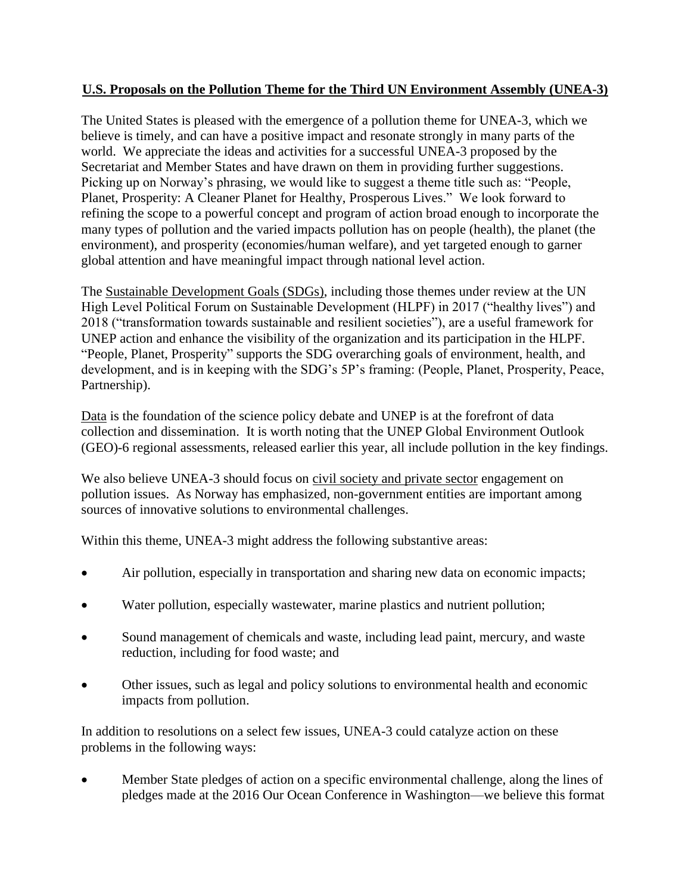**<u>U.S. Proposals on the Pollution Theme for the Third UN Environment Assembly (UNEA-3)</u>**

The United States is pleased with the emergence of a pollution theme for UNEA-3, which we believe is timely, and can have a positive impact and resonate strongly in many parts of the world. We appreciate the ideas and activities for a successful UNEA-3 proposed by the Secretariat and Member States and have drawn on them in providing further suggestions. Picking up on Norway's phrasing, we would like to suggest a theme title such as: "People, Planet, Prosperity: A Cleaner Planet for Healthy, Prosperous Lives." We look forward to refining the scope to a powerful concept and program of action broad enough to incorporate the many types of pollution and the varied impacts pollution has on people (health), the planet (the environment), and prosperity (economies/human welfare), and yet targeted enough to garner global attention and have meaningful impact through national level action.

The <u>Sustainable Development Goals (SDGs)</u>, including those themes under review at the UN High Level Political Forum on Sustainable Development (HLPF) in 2017 ("healthy lives") and 2018 ("transformation towards sustainable and resilient societies"), are a useful framework for UNEP action and enhance the visibility of the organization and its participation in the HLPF. "People, Planet, Prosperity" supports the SDG overarching goals of environment, health, and development, and is in keeping with the SDG's 5P's framing: (People, Planet, Prosperity, Peace, Partnership).

<u>Data</u> is the foundation of the science policy debate and UNEP is at the forefront of data collection and dissemination. It is worth noting that the UNEP Global Environment Outlook (GEO)-6 regional assessments, released earlier this year, all include pollution in the key findings.

We also believe UNEA-3 should focus on <u>civil society and private sector</u> engagement on pollution issues. As Norway has emphasized, non-government entities are important among sources of innovative solutions to environmental challenges.

Within this theme, UNEA-3 might address the following substantive areas:

- Air pollution, especially in transportation and sharing new data on economic impacts;
- Water pollution, especially wastewater, marine plastics and nutrient pollution;
- Sound management of chemicals and waste, including lead paint, mercury, and waste reduction, including for food waste; and
- Other issues, such as legal and policy solutions to environmental health and economic impacts from pollution.

In addition to resolutions on a select few issues, UNEA-3 could catalyze action on these problems in the following ways:

- Member State pledges of action on a specific environmental challenge, along the lines of pledges made at the 2016 Our Ocean Conference in Washington—we believe this format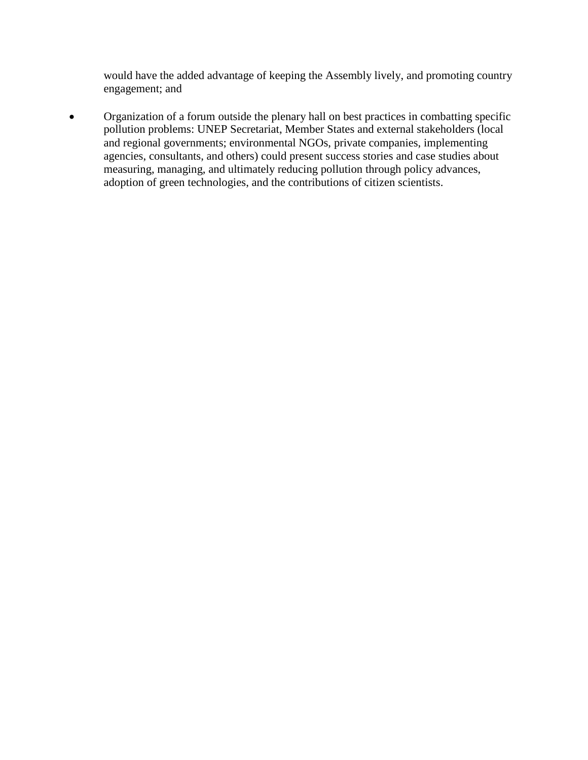would have the added advantage of keeping the Assembly lively, and promoting country engagement; and

- Organization of a forum outside the plenary hall on best practices in combatting specific pollution problems: UNEP Secretariat, Member States and external stakeholders (local and regional governments; environmental NGOs, private companies, implementing agencies, consultants, and others) could present success stories and case studies about measuring, managing, and ultimately reducing pollution through policy advances, adoption of green technologies, and the contributions of citizen scientists.